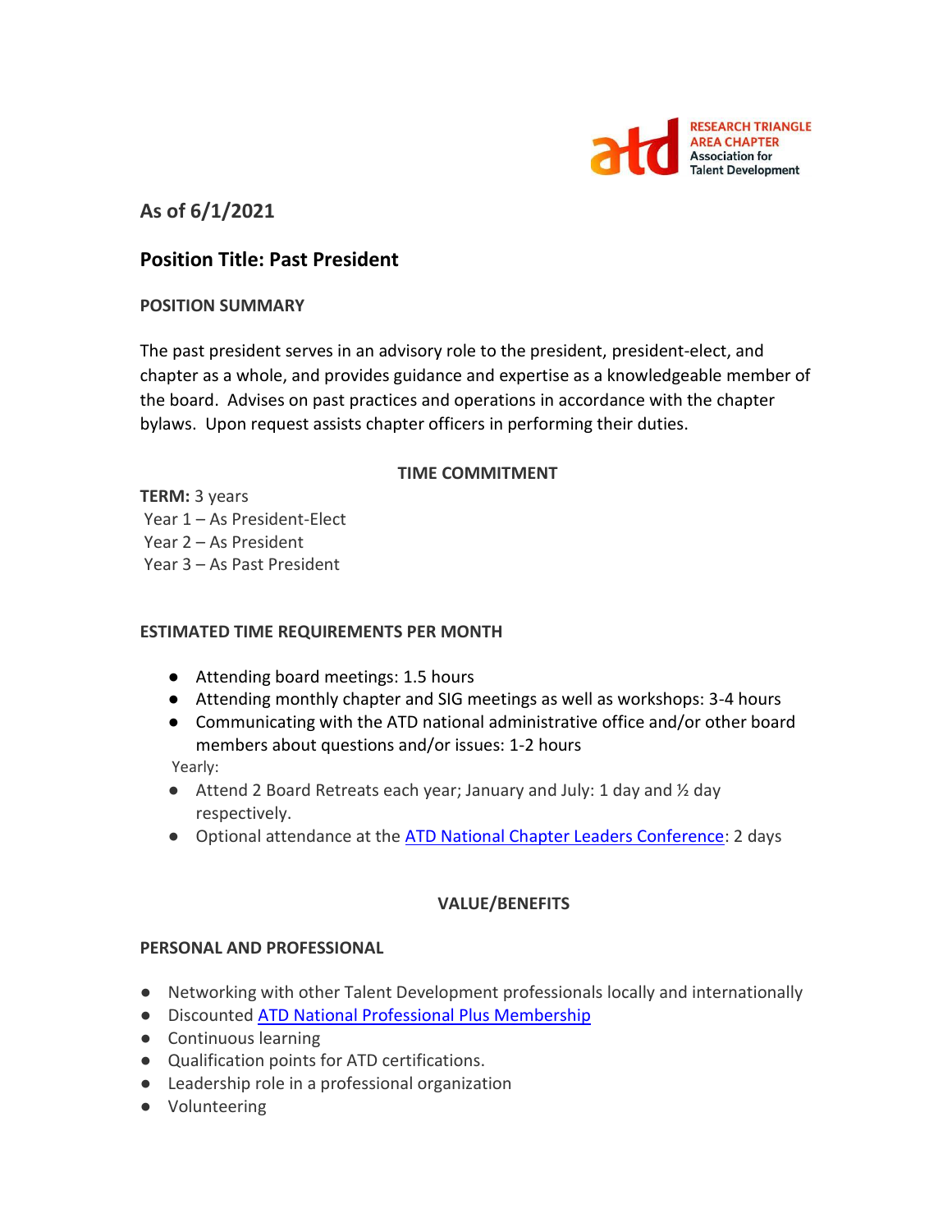RESEARCH TRIANGLE AREA CHAPTER
Association for Talent Development

## As of 6/1/2021

## Position Title: Past President

**POSITION SUMMARY**

The past president serves in an advisory role to the president, president-elect, and chapter as a whole, and provides guidance and expertise as a knowledgeable member of the board. Advises on past practices and operations in accordance with the chapter bylaws. Upon request assists chapter officers in performing their duties.

**TIME COMMITMENT**

**TERM:** 3 years
Year 1 – As President-Elect
Year 2 – As President
Year 3 – As Past President

**ESTIMATED TIME REQUIREMENTS PER MONTH**

- Attending board meetings: 1.5 hours
- Attending monthly chapter and SIG meetings as well as workshops: 3-4 hours
- Communicating with the ATD national administrative office and/or other board members about questions and/or issues: 1-2 hours

Yearly:

- Attend 2 Board Retreats each year; January and July: 1 day and ½ day respectively.
- Optional attendance at the ATD National Chapter Leaders Conference: 2 days

**VALUE/BENEFITS**

**PERSONAL AND PROFESSIONAL**

- Networking with other Talent Development professionals locally and internationally
- Discounted ATD National Professional Plus Membership
- Continuous learning
- Qualification points for ATD certifications.
- Leadership role in a professional organization
- Volunteering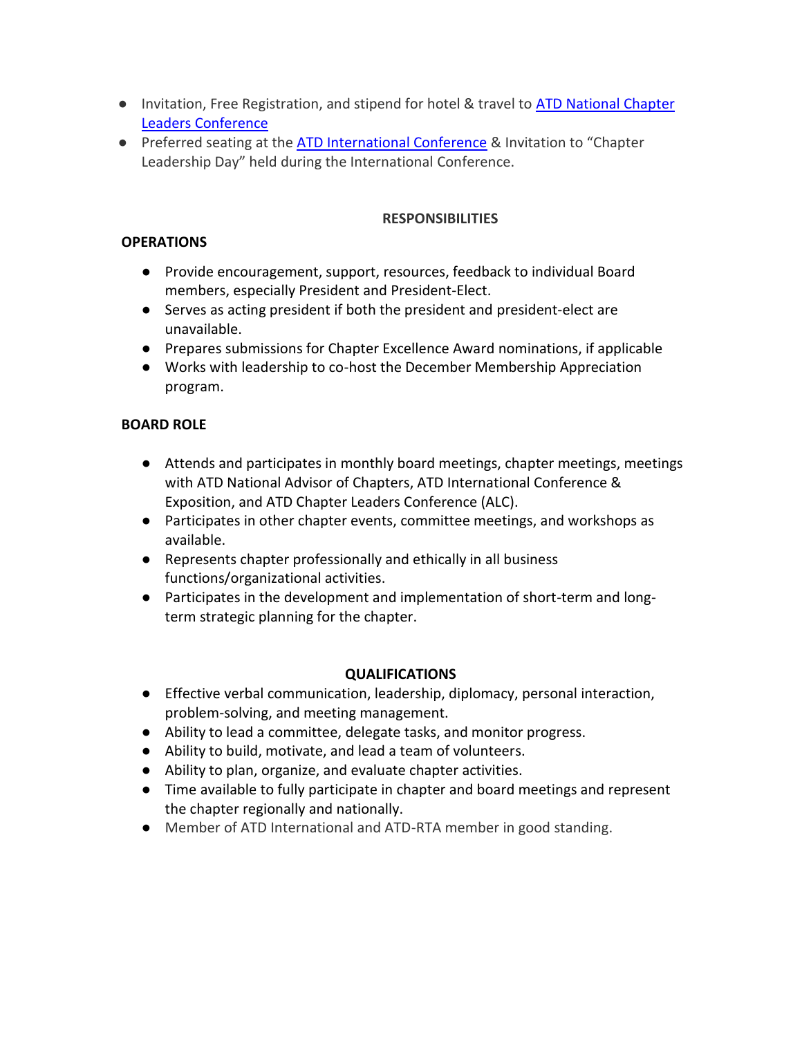- Invitation, Free Registration, and stipend for hotel & travel to [ATD National Chapter Leaders Conference]()
- Preferred seating at the [ATD International Conference]() & Invitation to "Chapter Leadership Day" held during the International Conference.

## RESPONSIBILITIES

### OPERATIONS

- Provide encouragement, support, resources, feedback to individual Board members, especially President and President-Elect.
- Serves as acting president if both the president and president-elect are unavailable.
- Prepares submissions for Chapter Excellence Award nominations, if applicable
- Works with leadership to co-host the December Membership Appreciation program.

### BOARD ROLE

- Attends and participates in monthly board meetings, chapter meetings, meetings with ATD National Advisor of Chapters, ATD International Conference & Exposition, and ATD Chapter Leaders Conference (ALC).
- Participates in other chapter events, committee meetings, and workshops as available.
- Represents chapter professionally and ethically in all business functions/organizational activities.
- Participates in the development and implementation of short-term and long-term strategic planning for the chapter.

## QUALIFICATIONS

- Effective verbal communication, leadership, diplomacy, personal interaction, problem-solving, and meeting management.
- Ability to lead a committee, delegate tasks, and monitor progress.
- Ability to build, motivate, and lead a team of volunteers.
- Ability to plan, organize, and evaluate chapter activities.
- Time available to fully participate in chapter and board meetings and represent the chapter regionally and nationally.
- Member of ATD International and ATD-RTA member in good standing.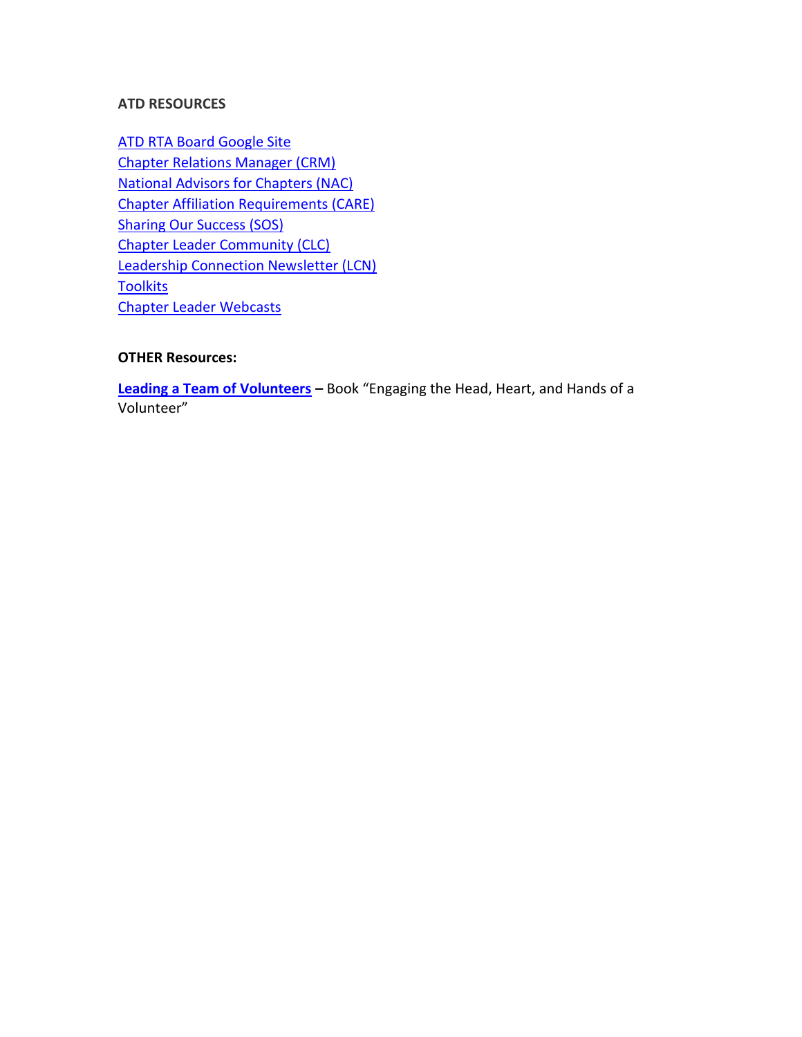**ATD RESOURCES**

ATD RTA Board Google Site
Chapter Relations Manager (CRM)
National Advisors for Chapters (NAC)
Chapter Affiliation Requirements (CARE)
Sharing Our Success (SOS)
Chapter Leader Community (CLC)
Leadership Connection Newsletter (LCN)
Toolkits
Chapter Leader Webcasts

**OTHER Resources:**

**Leading a Team of Volunteers –** Book "Engaging the Head, Heart, and Hands of a Volunteer"